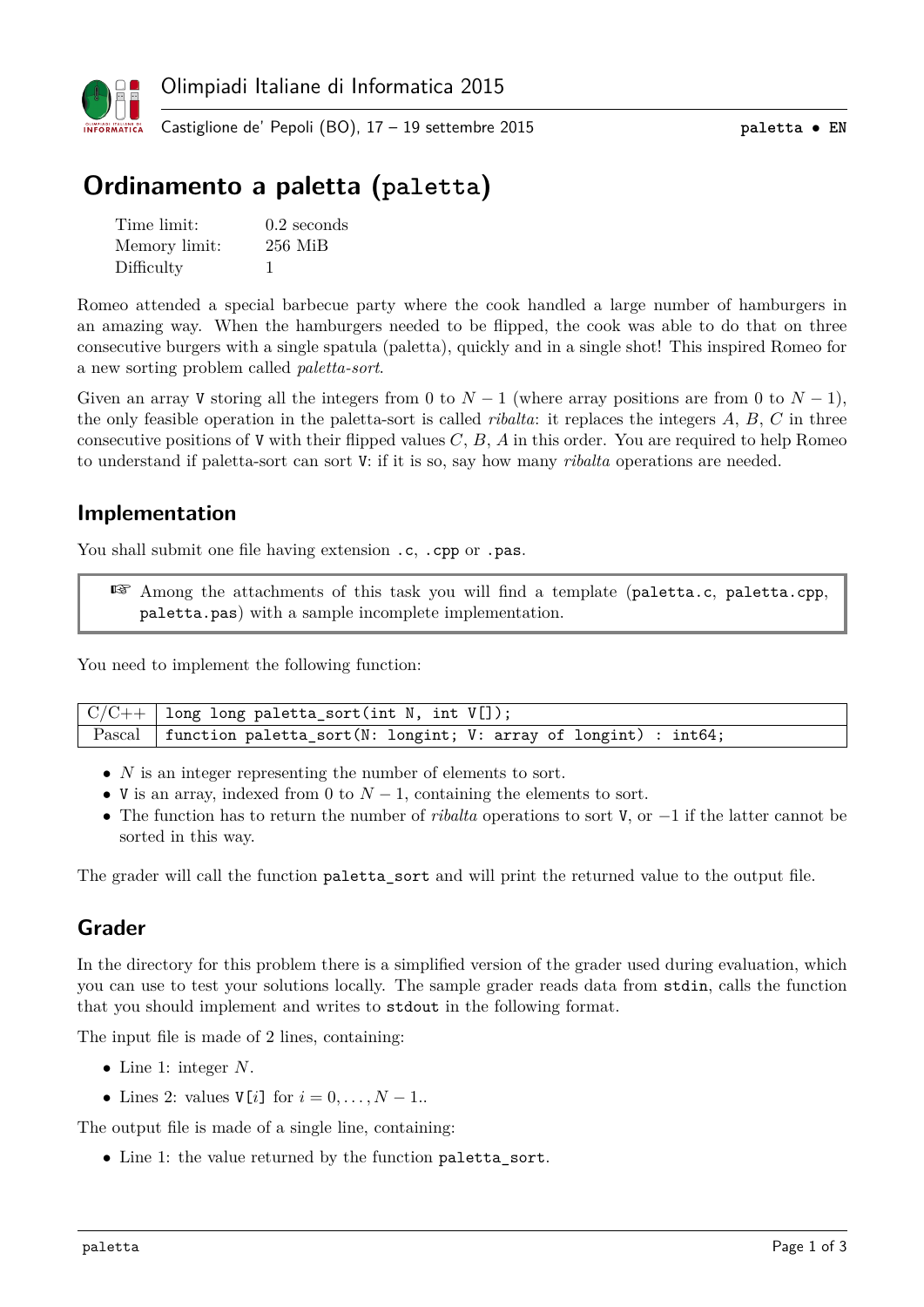# Ordinamento a paletta (paletta)

| | |
|---|---|
| Time limit: | 0.2 seconds |
| Memory limit: | 256 MiB |
| Difficulty | 1 |

Romeo attended a special barbecue party where the cook handled a large number of hamburgers in an amazing way. When the hamburgers needed to be flipped, the cook was able to do that on three consecutive burgers with a single spatula (paletta), quickly and in a single shot! This inspired Romeo for a new sorting problem called *paletta-sort*.

Given an array V storing all the integers from 0 to $N-1$ (where array positions are from 0 to $N-1$), the only feasible operation in the paletta-sort is called *ribalta*: it replaces the integers $A$, $B$, $C$ in three consecutive positions of V with their flipped values $C$, $B$, $A$ in this order. You are required to help Romeo to understand if paletta-sort can sort V: if it is so, say how many *ribalta* operations are needed.

## Implementation

You shall submit one file having extension .c, .cpp or .pas.

> ☞ Among the attachments of this task you will find a template (paletta.c, paletta.cpp, paletta.pas) with a sample incomplete implementation.

You need to implement the following function:

| | |
|---|---|
| C/C++ | `long long paletta_sort(int N, int V[]);` |
| Pascal | `function paletta_sort(N: longint; V: array of longint) : int64;` |

- $N$ is an integer representing the number of elements to sort.
- V is an array, indexed from 0 to $N-1$, containing the elements to sort.
- The function has to return the number of *ribalta* operations to sort V, or $-1$ if the latter cannot be sorted in this way.

The grader will call the function paletta_sort and will print the returned value to the output file.

## Grader

In the directory for this problem there is a simplified version of the grader used during evaluation, which you can use to test your solutions locally. The sample grader reads data from stdin, calls the function that you should implement and writes to stdout in the following format.

The input file is made of 2 lines, containing:

- Line 1: integer $N$.
- Lines 2: values V[$i$] for $i = 0, \ldots, N-1$..

The output file is made of a single line, containing:

- Line 1: the value returned by the function paletta_sort.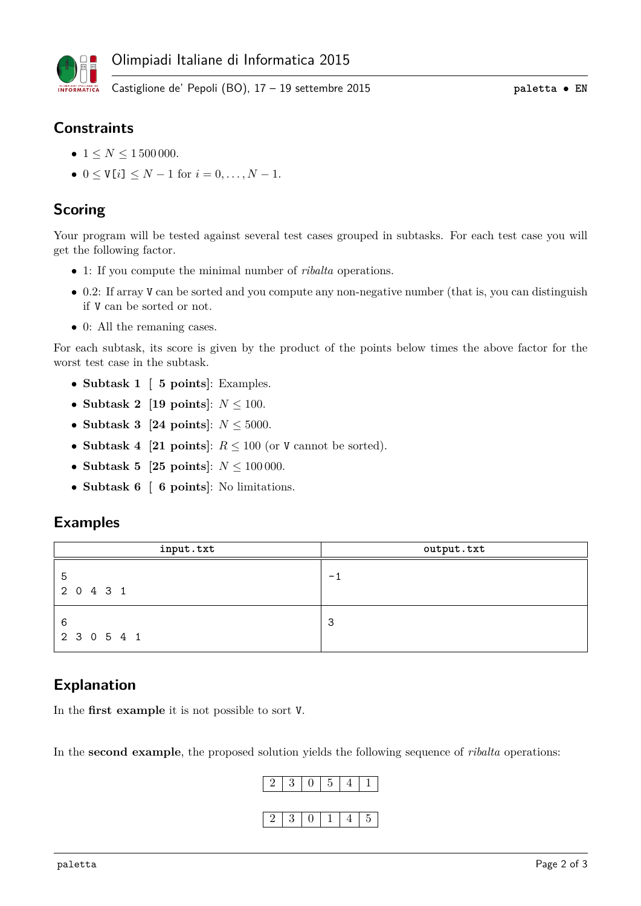## Constraints

- $1 \le N \le 1\,500\,000$.
- $0 \le$ V[$i$] $\le N-1$ for $i = 0, \ldots, N-1$.

## Scoring

Your program will be tested against several test cases grouped in subtasks. For each test case you will get the following factor.

- 1: If you compute the minimal number of *ribalta* operations.
- 0.2: If array V can be sorted and you compute any non-negative number (that is, you can distinguish if V can be sorted or not.
- 0: All the remaning cases.

For each subtask, its score is given by the product of the points below times the above factor for the worst test case in the subtask.

- **Subtask 1** [ **5 points**]: Examples.
- **Subtask 2** [**19 points**]: $N \le 100$.
- **Subtask 3** [**24 points**]: $N \le 5000$.
- **Subtask 4** [**21 points**]: $R \le 100$ (or V cannot be sorted).
- **Subtask 5** [**25 points**]: $N \le 100\,000$.
- **Subtask 6** [ **6 points**]: No limitations.

## Examples

| input.txt | output.txt |
|---|---|
| 5<br>2 0 4 3 1 | -1 |
| 6<br>2 3 0 5 4 1 | 3 |

## Explanation

In the **first example** it is not possible to sort V.

In the **second example**, the proposed solution yields the following sequence of *ribalta* operations:

| 2 | 3 | 0 | 5 | 4 | 1 |
|---|---|---|---|---|---|

| 2 | 3 | 0 | 1 | 4 | 5 |
|---|---|---|---|---|---|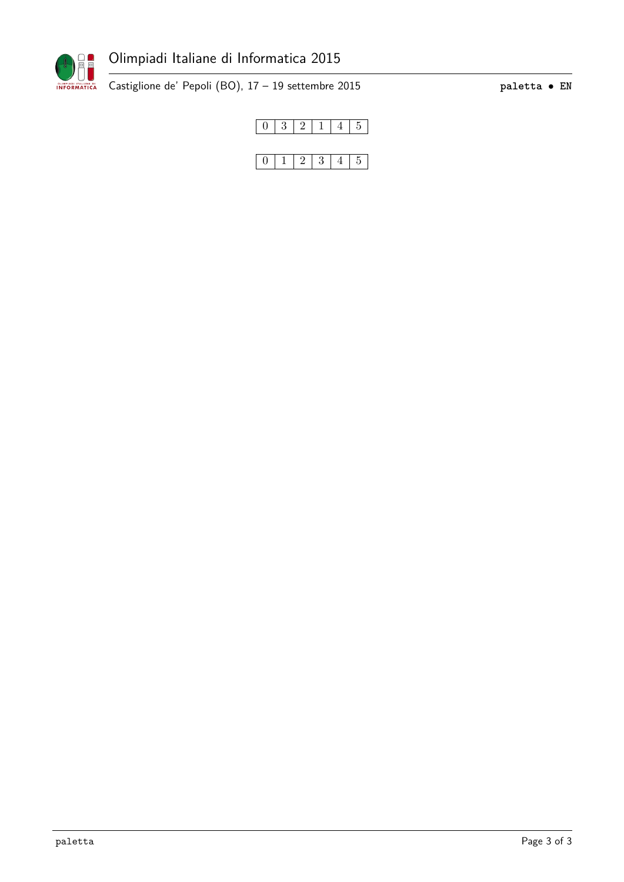| | | | | | |
|---|---|---|---|---|---|
| 0 | 3 | 2 | 1 | 4 | 5 |

| | | | | | |
|---|---|---|---|---|---|
| 0 | 1 | 2 | 3 | 4 | 5 |